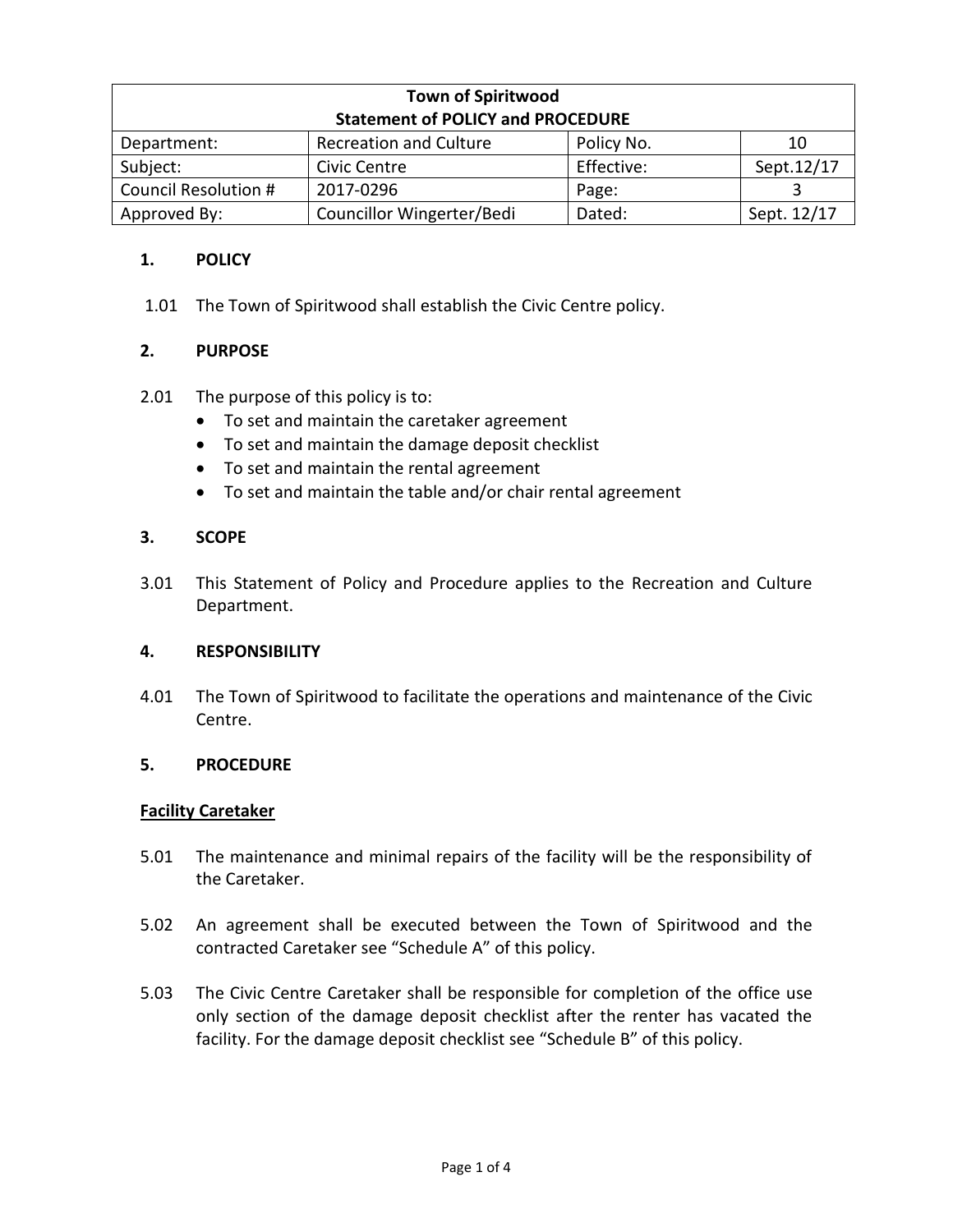| Town of Spiritwood<br>Statement of POLICY and PROCEDURE | | | |
|---|---|---|---|
| Department: | Recreation and Culture | Policy No. | 10 |
| Subject: | Civic Centre | Effective: | Sept.12/17 |
| Council Resolution # | 2017-0296 | Page: | 3 |
| Approved By: | Councillor Wingerter/Bedi | Dated: | Sept. 12/17 |

## 1. POLICY

1.01 The Town of Spiritwood shall establish the Civic Centre policy.

## 2. PURPOSE

2.01 The purpose of this policy is to:

- To set and maintain the caretaker agreement
- To set and maintain the damage deposit checklist
- To set and maintain the rental agreement
- To set and maintain the table and/or chair rental agreement

## 3. SCOPE

3.01 This Statement of Policy and Procedure applies to the Recreation and Culture Department.

## 4. RESPONSIBILITY

4.01 The Town of Spiritwood to facilitate the operations and maintenance of the Civic Centre.

## 5. PROCEDURE

### Facility Caretaker

5.01 The maintenance and minimal repairs of the facility will be the responsibility of the Caretaker.

5.02 An agreement shall be executed between the Town of Spiritwood and the contracted Caretaker see "Schedule A" of this policy.

5.03 The Civic Centre Caretaker shall be responsible for completion of the office use only section of the damage deposit checklist after the renter has vacated the facility. For the damage deposit checklist see "Schedule B" of this policy.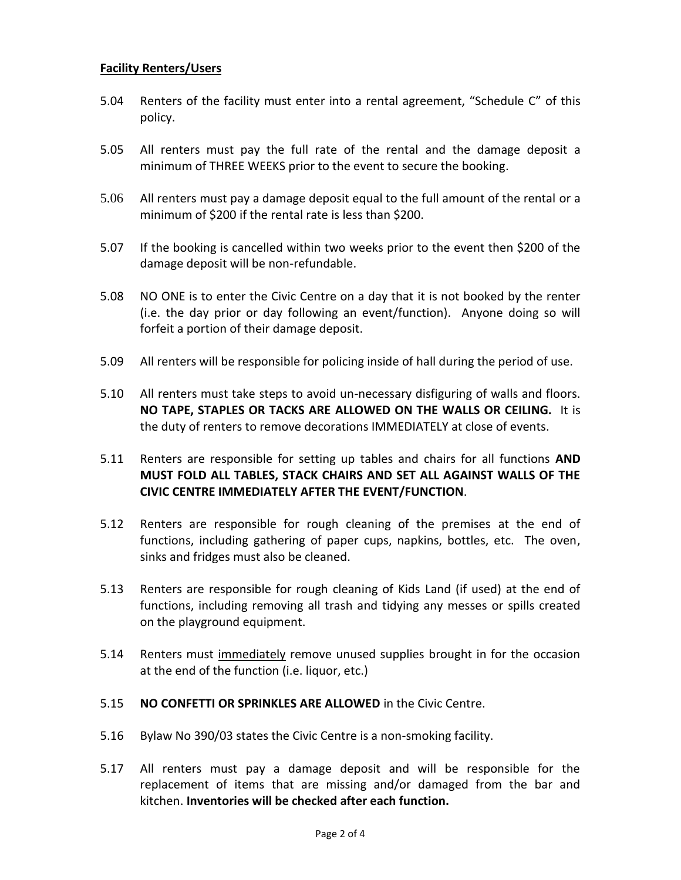**<u>Facility Renters/Users</u>**

5.04 Renters of the facility must enter into a rental agreement, "Schedule C" of this policy.

5.05 All renters must pay the full rate of the rental and the damage deposit a minimum of THREE WEEKS prior to the event to secure the booking.

5.06 All renters must pay a damage deposit equal to the full amount of the rental or a minimum of $200 if the rental rate is less than $200.

5.07 If the booking is cancelled within two weeks prior to the event then $200 of the damage deposit will be non-refundable.

5.08 NO ONE is to enter the Civic Centre on a day that it is not booked by the renter (i.e. the day prior or day following an event/function). Anyone doing so will forfeit a portion of their damage deposit.

5.09 All renters will be responsible for policing inside of hall during the period of use.

5.10 All renters must take steps to avoid un-necessary disfiguring of walls and floors. **NO TAPE, STAPLES OR TACKS ARE ALLOWED ON THE WALLS OR CEILING.** It is the duty of renters to remove decorations IMMEDIATELY at close of events.

5.11 Renters are responsible for setting up tables and chairs for all functions **AND MUST FOLD ALL TABLES, STACK CHAIRS AND SET ALL AGAINST WALLS OF THE CIVIC CENTRE IMMEDIATELY AFTER THE EVENT/FUNCTION**.

5.12 Renters are responsible for rough cleaning of the premises at the end of functions, including gathering of paper cups, napkins, bottles, etc. The oven, sinks and fridges must also be cleaned.

5.13 Renters are responsible for rough cleaning of Kids Land (if used) at the end of functions, including removing all trash and tidying any messes or spills created on the playground equipment.

5.14 Renters must <u>immediately</u> remove unused supplies brought in for the occasion at the end of the function (i.e. liquor, etc.)

5.15 **NO CONFETTI OR SPRINKLES ARE ALLOWED** in the Civic Centre.

5.16 Bylaw No 390/03 states the Civic Centre is a non-smoking facility.

5.17 All renters must pay a damage deposit and will be responsible for the replacement of items that are missing and/or damaged from the bar and kitchen. **Inventories will be checked after each function.**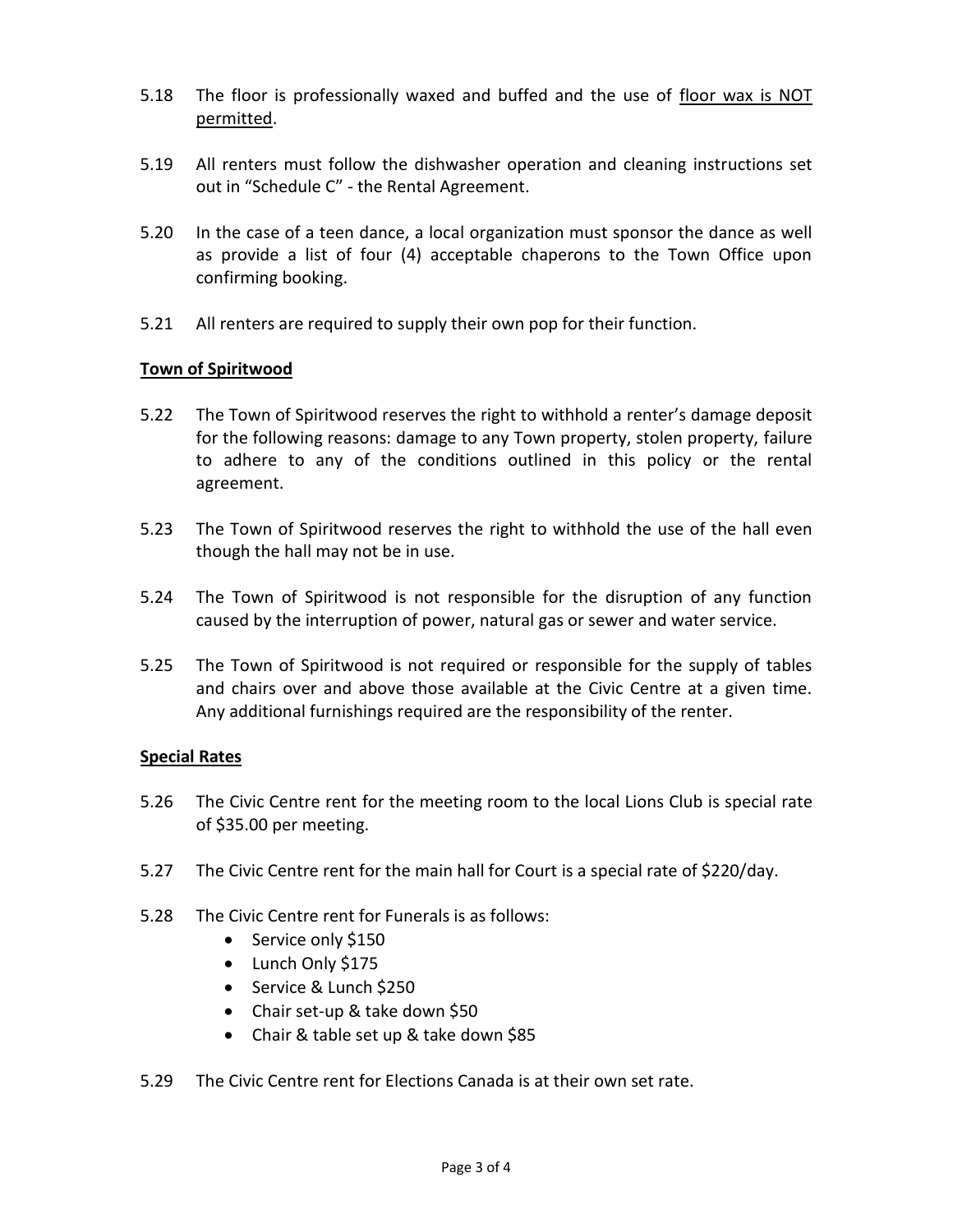5.18 The floor is professionally waxed and buffed and the use of <u>floor wax is NOT permitted</u>.

5.19 All renters must follow the dishwasher operation and cleaning instructions set out in "Schedule C" - the Rental Agreement.

5.20 In the case of a teen dance, a local organization must sponsor the dance as well as provide a list of four (4) acceptable chaperons to the Town Office upon confirming booking.

5.21 All renters are required to supply their own pop for their function.

**<u>Town of Spiritwood</u>**

5.22 The Town of Spiritwood reserves the right to withhold a renter's damage deposit for the following reasons: damage to any Town property, stolen property, failure to adhere to any of the conditions outlined in this policy or the rental agreement.

5.23 The Town of Spiritwood reserves the right to withhold the use of the hall even though the hall may not be in use.

5.24 The Town of Spiritwood is not responsible for the disruption of any function caused by the interruption of power, natural gas or sewer and water service.

5.25 The Town of Spiritwood is not required or responsible for the supply of tables and chairs over and above those available at the Civic Centre at a given time. Any additional furnishings required are the responsibility of the renter.

**<u>Special Rates</u>**

5.26 The Civic Centre rent for the meeting room to the local Lions Club is special rate of $35.00 per meeting.

5.27 The Civic Centre rent for the main hall for Court is a special rate of $220/day.

5.28 The Civic Centre rent for Funerals is as follows:

- Service only $150
- Lunch Only $175
- Service & Lunch $250
- Chair set-up & take down $50
- Chair & table set up & take down $85

5.29 The Civic Centre rent for Elections Canada is at their own set rate.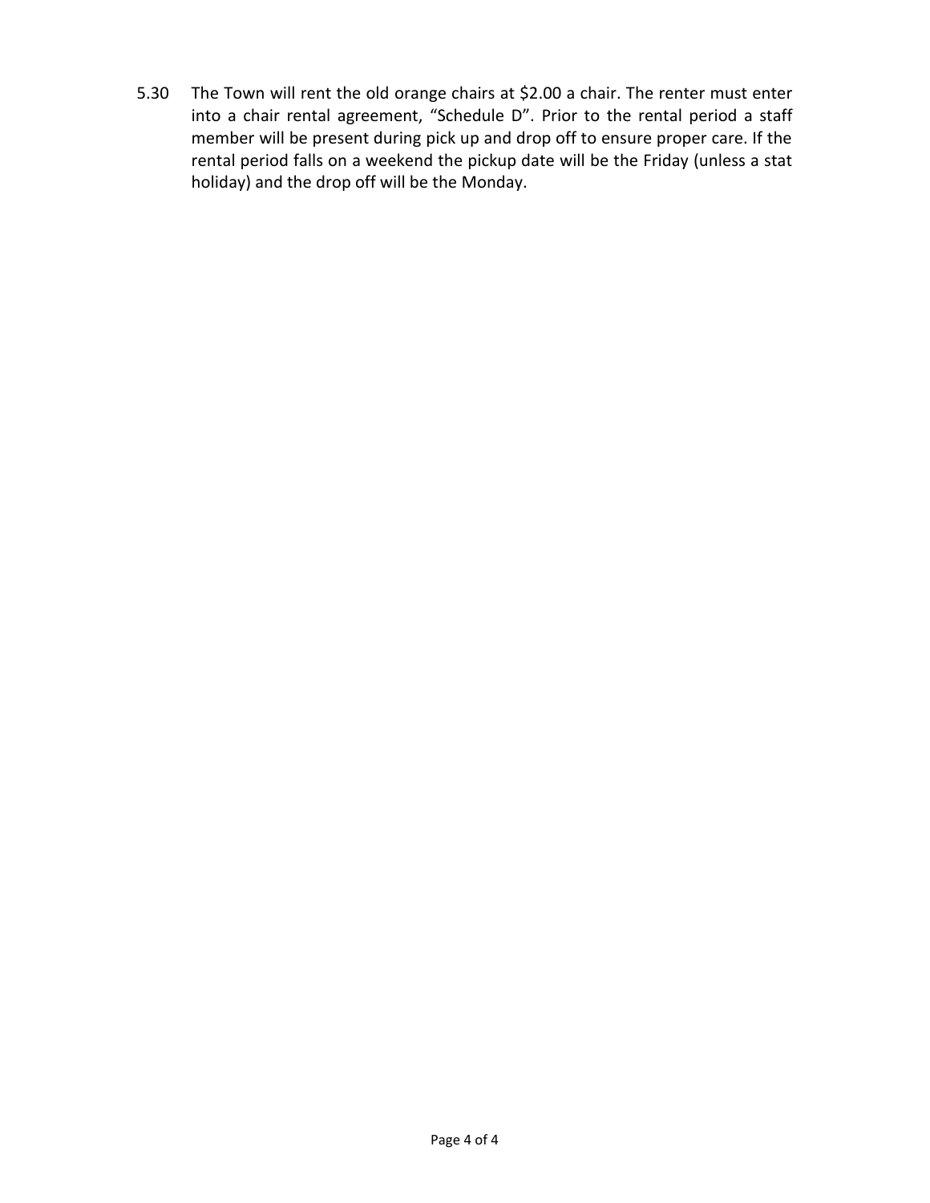5.30 The Town will rent the old orange chairs at $2.00 a chair. The renter must enter into a chair rental agreement, "Schedule D". Prior to the rental period a staff member will be present during pick up and drop off to ensure proper care. If the rental period falls on a weekend the pickup date will be the Friday (unless a stat holiday) and the drop off will be the Monday.